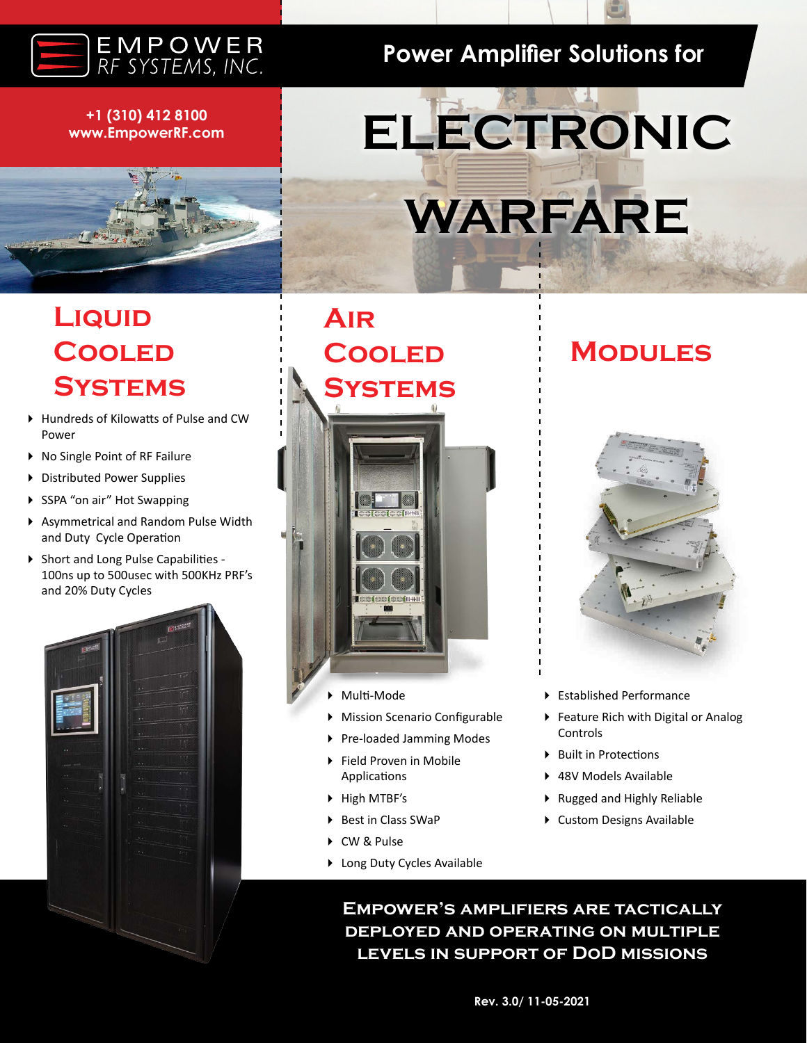EMPOWER RF SYSTEMS, INC.

+1 (310) 412 8100
www.EmpowerRF.com

# Power Amplifier Solutions for ELECTRONIC WARFARE

## Liquid Cooled Systems

- Hundreds of Kilowatts of Pulse and CW Power
- No Single Point of RF Failure
- Distributed Power Supplies
- SSPA "on air" Hot Swapping
- Asymmetrical and Random Pulse Width and Duty Cycle Operation
- Short and Long Pulse Capabilities - 100ns up to 500usec with 500KHz PRF's and 20% Duty Cycles

## Air Cooled Systems

- Multi-Mode
- Mission Scenario Configurable
- Pre-loaded Jamming Modes
- Field Proven in Mobile Applications
- High MTBF's
- Best in Class SWaP
- CW & Pulse
- Long Duty Cycles Available

## Modules

- Established Performance
- Feature Rich with Digital or Analog Controls
- Built in Protections
- 48V Models Available
- Rugged and Highly Reliable
- Custom Designs Available

**Empower's amplifiers are tactically deployed and operating on multiple levels in support of DoD missions**

Rev. 3.0/ 11-05-2021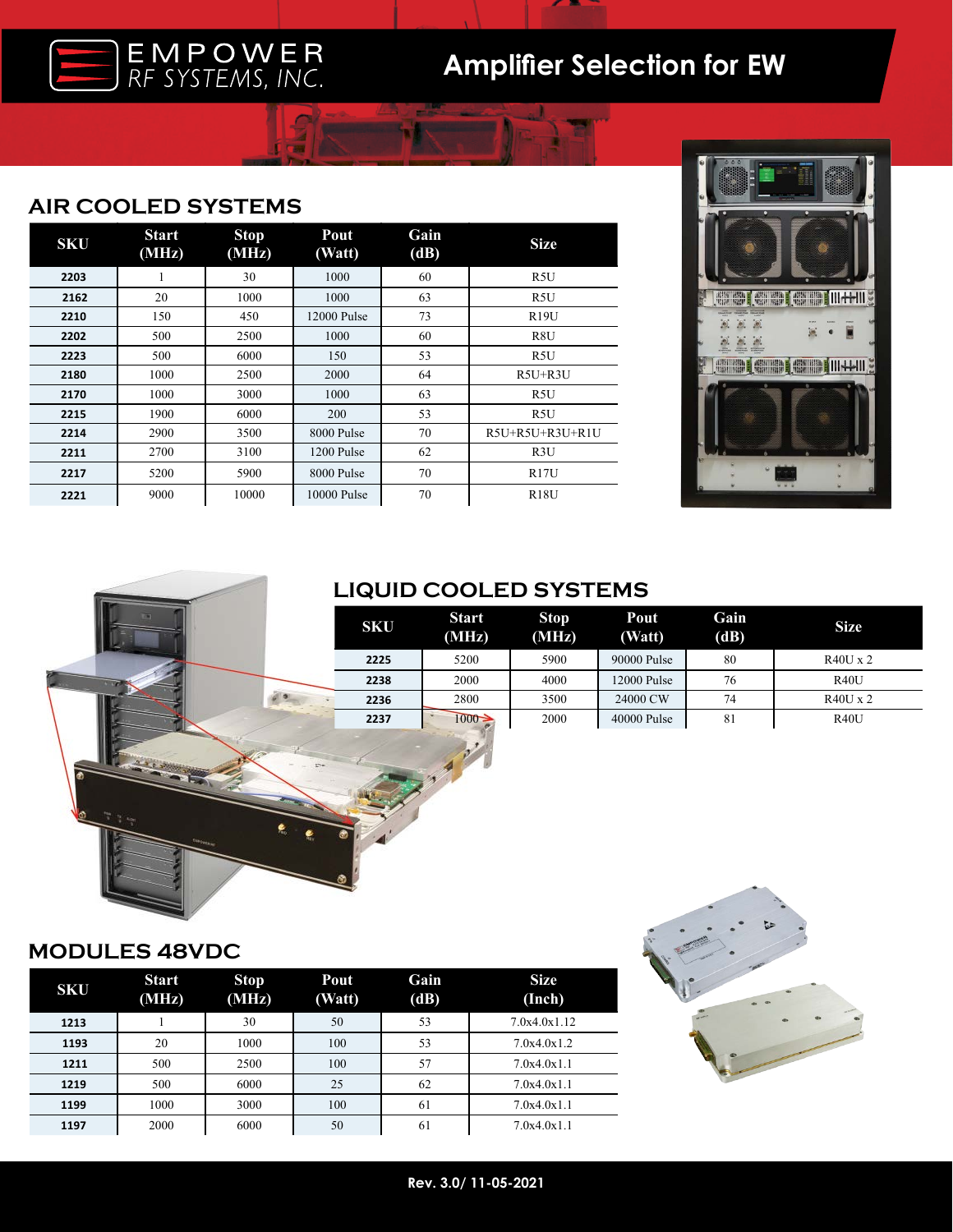# Amplifier Selection for EW

## AIR COOLED SYSTEMS

| SKU | Start (MHz) | Stop (MHz) | Pout (Watt) | Gain (dB) | Size |
|---|---|---|---|---|---|
| 2203 | 1 | 30 | 1000 | 60 | R5U |
| 2162 | 20 | 1000 | 1000 | 63 | R5U |
| 2210 | 150 | 450 | 12000 Pulse | 73 | R19U |
| 2202 | 500 | 2500 | 1000 | 60 | R8U |
| 2223 | 500 | 6000 | 150 | 53 | R5U |
| 2180 | 1000 | 2500 | 2000 | 64 | R5U+R3U |
| 2170 | 1000 | 3000 | 1000 | 63 | R5U |
| 2215 | 1900 | 6000 | 200 | 53 | R5U |
| 2214 | 2900 | 3500 | 8000 Pulse | 70 | R5U+R5U+R3U+R1U |
| 2211 | 2700 | 3100 | 1200 Pulse | 62 | R3U |
| 2217 | 5200 | 5900 | 8000 Pulse | 70 | R17U |
| 2221 | 9000 | 10000 | 10000 Pulse | 70 | R18U |

## LIQUID COOLED SYSTEMS

| SKU | Start (MHz) | Stop (MHz) | Pout (Watt) | Gain (dB) | Size |
|---|---|---|---|---|---|
| 2225 | 5200 | 5900 | 90000 Pulse | 80 | R40U x 2 |
| 2238 | 2000 | 4000 | 12000 Pulse | 76 | R40U |
| 2236 | 2800 | 3500 | 24000 CW | 74 | R40U x 2 |
| 2237 | 1000 | 2000 | 40000 Pulse | 81 | R40U |

## MODULES 48VDC

| SKU | Start (MHz) | Stop (MHz) | Pout (Watt) | Gain (dB) | Size (Inch) |
|---|---|---|---|---|---|
| 1213 | 1 | 30 | 50 | 53 | 7.0x4.0x1.12 |
| 1193 | 20 | 1000 | 100 | 53 | 7.0x4.0x1.2 |
| 1211 | 500 | 2500 | 100 | 57 | 7.0x4.0x1.1 |
| 1219 | 500 | 6000 | 25 | 62 | 7.0x4.0x1.1 |
| 1199 | 1000 | 3000 | 100 | 61 | 7.0x4.0x1.1 |
| 1197 | 2000 | 6000 | 50 | 61 | 7.0x4.0x1.1 |

Rev. 3.0/ 11-05-2021